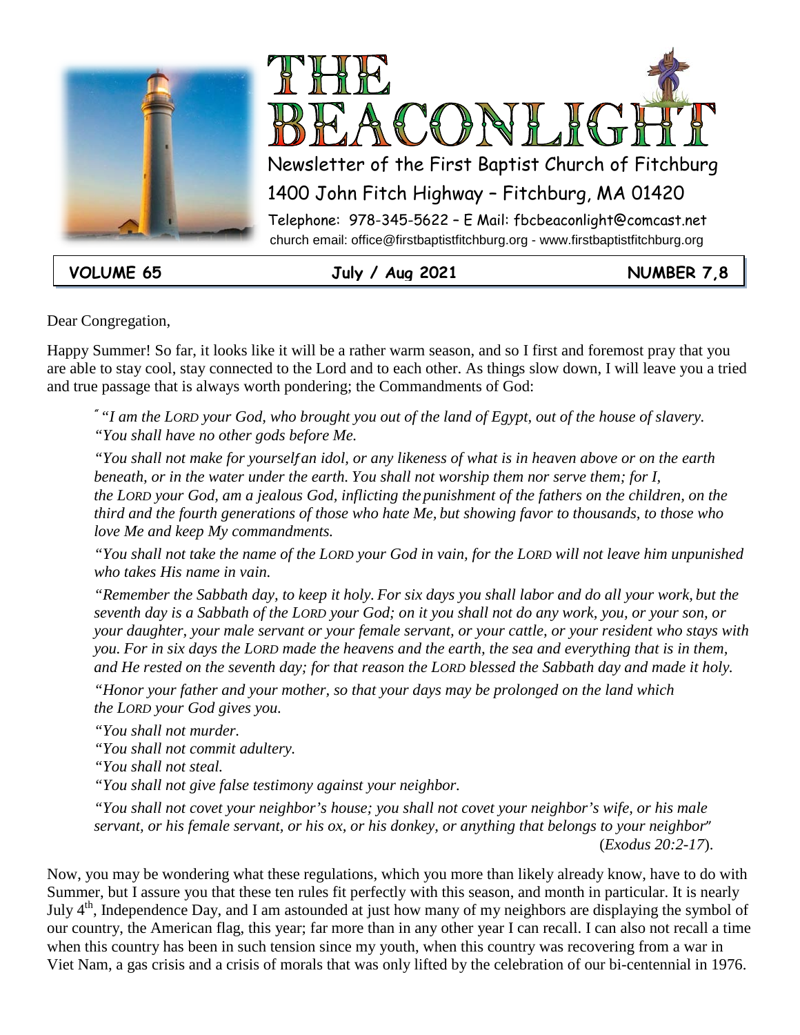# THE BEACONLIGHT

Newsletter of the First Baptist Church of Fitchburg

1400 John Fitch Highway – Fitchburg, MA 01420

Telephone: 978-345-5622 – E Mail: fbcbeaconlight@comcast.net

church email: office@firstbaptistfitchburg.org - www.firstbaptistfitchburg.org

**VOLUME 65** | **July / Aug 2021** | **NUMBER 7,8**

Dear Congregation,

Happy Summer! So far, it looks like it will be a rather warm season, and so I first and foremost pray that you are able to stay cool, stay connected to the Lord and to each other. As things slow down, I will leave you a tried and true passage that is always worth pondering; the Commandments of God:

> " "*I am the LORD your God, who brought you out of the land of Egypt, out of the house of slavery.*
> *"You shall have no other gods before Me.*
>
> *"You shall not make for yourself an idol, or any likeness of what is in heaven above or on the earth beneath, or in the water under the earth. You shall not worship them nor serve them; for I, the LORD your God, am a jealous God, inflicting the punishment of the fathers on the children, on the third and the fourth generations of those who hate Me, but showing favor to thousands, to those who love Me and keep My commandments.*
>
> *"You shall not take the name of the LORD your God in vain, for the LORD will not leave him unpunished who takes His name in vain.*
>
> *"Remember the Sabbath day, to keep it holy. For six days you shall labor and do all your work, but the seventh day is a Sabbath of the LORD your God; on it you shall not do any work, you, or your son, or your daughter, your male servant or your female servant, or your cattle, or your resident who stays with you. For in six days the LORD made the heavens and the earth, the sea and everything that is in them, and He rested on the seventh day; for that reason the LORD blessed the Sabbath day and made it holy.*
>
> *"Honor your father and your mother, so that your days may be prolonged on the land which the LORD your God gives you.*
>
> *"You shall not murder.*
> *"You shall not commit adultery.*
> *"You shall not steal.*
> *"You shall not give false testimony against your neighbor.*
>
> *"You shall not covet your neighbor's house; you shall not covet your neighbor's wife, or his male servant, or his female servant, or his ox, or his donkey, or anything that belongs to your neighbor"*
> (*Exodus 20:2-17*).

Now, you may be wondering what these regulations, which you more than likely already know, have to do with Summer, but I assure you that these ten rules fit perfectly with this season, and month in particular. It is nearly July 4th, Independence Day, and I am astounded at just how many of my neighbors are displaying the symbol of our country, the American flag, this year; far more than in any other year I can recall. I can also not recall a time when this country has been in such tension since my youth, when this country was recovering from a war in Viet Nam, a gas crisis and a crisis of morals that was only lifted by the celebration of our bi-centennial in 1976.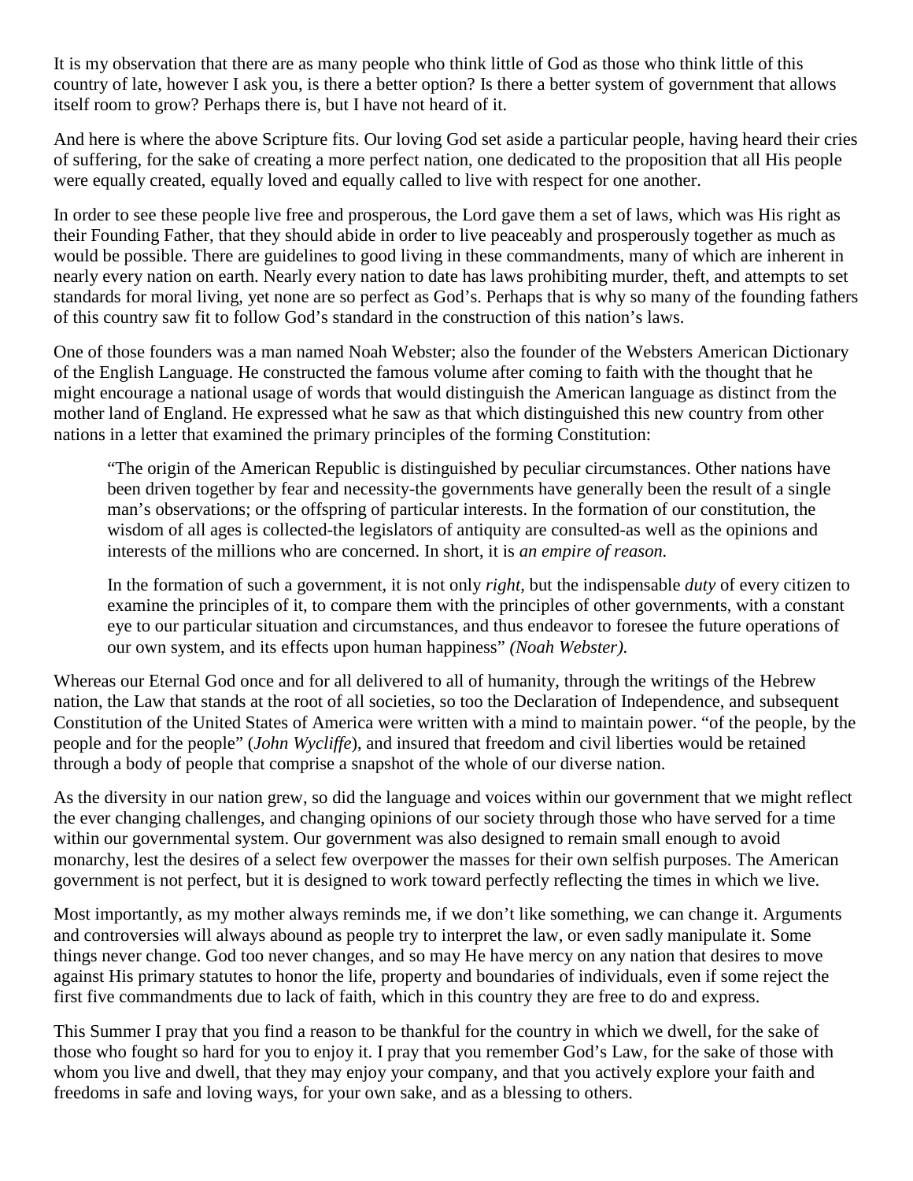It is my observation that there are as many people who think little of God as those who think little of this country of late, however I ask you, is there a better option? Is there a better system of government that allows itself room to grow? Perhaps there is, but I have not heard of it.

And here is where the above Scripture fits. Our loving God set aside a particular people, having heard their cries of suffering, for the sake of creating a more perfect nation, one dedicated to the proposition that all His people were equally created, equally loved and equally called to live with respect for one another.

In order to see these people live free and prosperous, the Lord gave them a set of laws, which was His right as their Founding Father, that they should abide in order to live peaceably and prosperously together as much as would be possible. There are guidelines to good living in these commandments, many of which are inherent in nearly every nation on earth. Nearly every nation to date has laws prohibiting murder, theft, and attempts to set standards for moral living, yet none are so perfect as God's. Perhaps that is why so many of the founding fathers of this country saw fit to follow God's standard in the construction of this nation's laws.

One of those founders was a man named Noah Webster; also the founder of the Websters American Dictionary of the English Language. He constructed the famous volume after coming to faith with the thought that he might encourage a national usage of words that would distinguish the American language as distinct from the mother land of England. He expressed what he saw as that which distinguished this new country from other nations in a letter that examined the primary principles of the forming Constitution:

> "The origin of the American Republic is distinguished by peculiar circumstances. Other nations have been driven together by fear and necessity-the governments have generally been the result of a single man's observations; or the offspring of particular interests. In the formation of our constitution, the wisdom of all ages is collected-the legislators of antiquity are consulted-as well as the opinions and interests of the millions who are concerned. In short, it is *an empire of reason.*
>
> In the formation of such a government, it is not only *right*, but the indispensable *duty* of every citizen to examine the principles of it, to compare them with the principles of other governments, with a constant eye to our particular situation and circumstances, and thus endeavor to foresee the future operations of our own system, and its effects upon human happiness" *(Noah Webster).*

Whereas our Eternal God once and for all delivered to all of humanity, through the writings of the Hebrew nation, the Law that stands at the root of all societies, so too the Declaration of Independence, and subsequent Constitution of the United States of America were written with a mind to maintain power. "of the people, by the people and for the people" (*John Wycliffe*), and insured that freedom and civil liberties would be retained through a body of people that comprise a snapshot of the whole of our diverse nation.

As the diversity in our nation grew, so did the language and voices within our government that we might reflect the ever changing challenges, and changing opinions of our society through those who have served for a time within our governmental system. Our government was also designed to remain small enough to avoid monarchy, lest the desires of a select few overpower the masses for their own selfish purposes. The American government is not perfect, but it is designed to work toward perfectly reflecting the times in which we live.

Most importantly, as my mother always reminds me, if we don't like something, we can change it. Arguments and controversies will always abound as people try to interpret the law, or even sadly manipulate it. Some things never change. God too never changes, and so may He have mercy on any nation that desires to move against His primary statutes to honor the life, property and boundaries of individuals, even if some reject the first five commandments due to lack of faith, which in this country they are free to do and express.

This Summer I pray that you find a reason to be thankful for the country in which we dwell, for the sake of those who fought so hard for you to enjoy it. I pray that you remember God's Law, for the sake of those with whom you live and dwell, that they may enjoy your company, and that you actively explore your faith and freedoms in safe and loving ways, for your own sake, and as a blessing to others.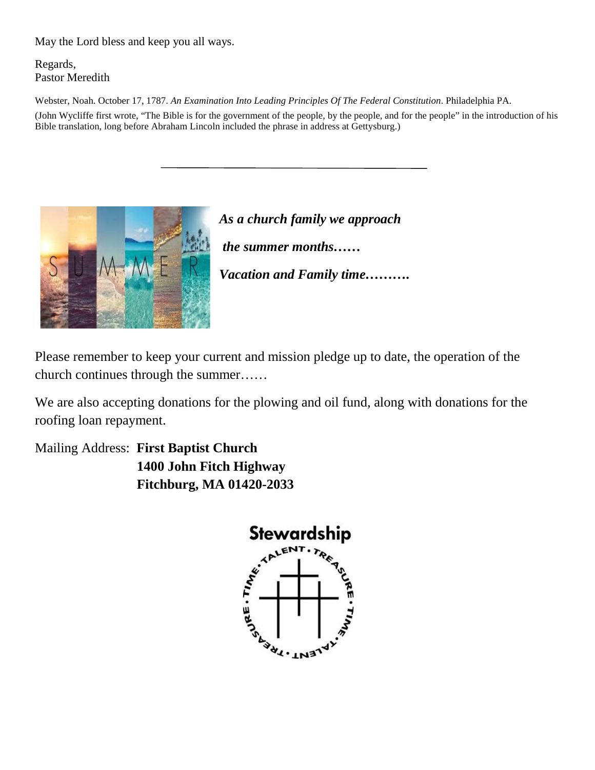May the Lord bless and keep you all ways.

Regards,
Pastor Meredith

Webster, Noah. October 17, 1787. *An Examination Into Leading Principles Of The Federal Constitution*. Philadelphia PA.

(John Wycliffe first wrote, "The Bible is for the government of the people, by the people, and for the people" in the introduction of his Bible translation, long before Abraham Lincoln included the phrase in address at Gettysburg.)

---

***As a church family we approach***

***the summer months……***

***Vacation and Family time……….***

Please remember to keep your current and mission pledge up to date, the operation of the church continues through the summer……

We are also accepting donations for the plowing and oil fund, along with donations for the roofing loan repayment.

Mailing Address: **First Baptist Church**
**1400 John Fitch Highway**
**Fitchburg, MA 01420-2033**

**Stewardship**

TALENT • TREASURE • TIME • TALENT • TREASURE • TIME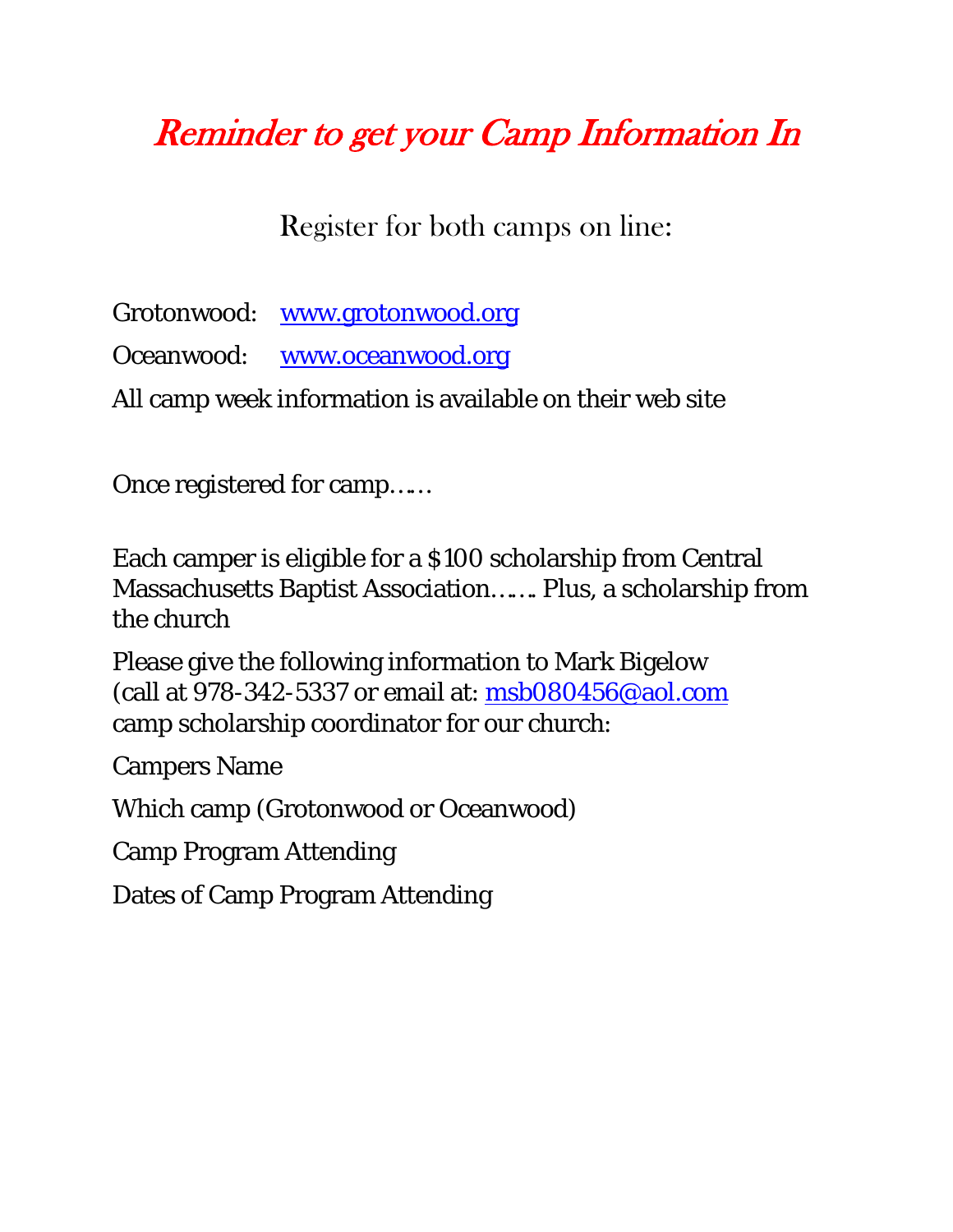# *Reminder to get your Camp Information In*

Register for both camps on line:

Grotonwood: [www.grotonwood.org](http://www.grotonwood.org)

Oceanwood: [www.oceanwood.org](http://www.oceanwood.org)

All camp week information is available on their web site

Once registered for camp……

Each camper is eligible for a $100 scholarship from Central Massachusetts Baptist Association……. Plus, a scholarship from the church

Please give the following information to Mark Bigelow (call at 978-342-5337 or email at: [msb080456@aol.com](mailto:msb080456@aol.com) camp scholarship coordinator for our church:

Campers Name

Which camp (Grotonwood or Oceanwood)

Camp Program Attending

Dates of Camp Program Attending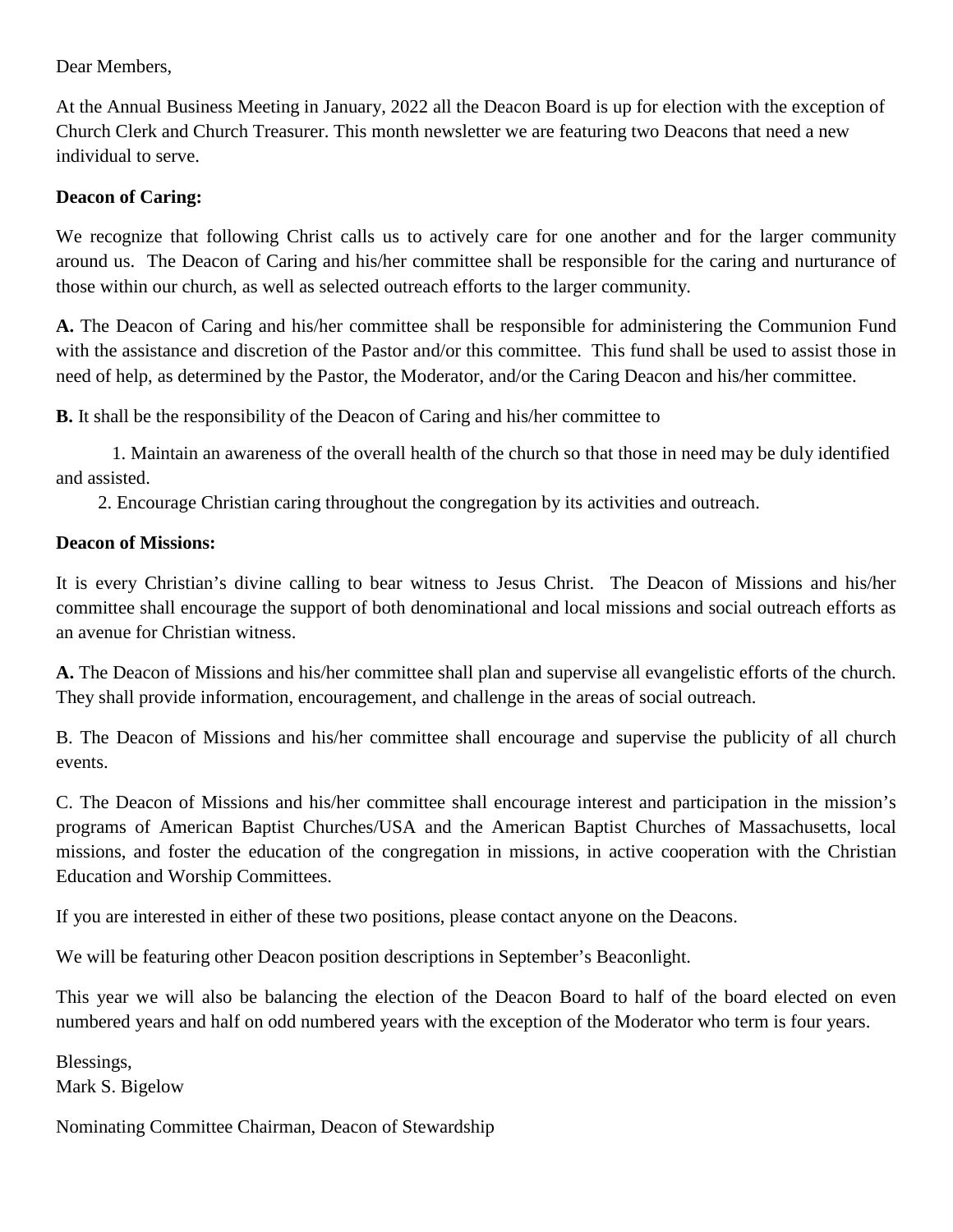Dear Members,

At the Annual Business Meeting in January, 2022 all the Deacon Board is up for election with the exception of Church Clerk and Church Treasurer. This month newsletter we are featuring two Deacons that need a new individual to serve.

**Deacon of Caring:**

We recognize that following Christ calls us to actively care for one another and for the larger community around us. The Deacon of Caring and his/her committee shall be responsible for the caring and nurturance of those within our church, as well as selected outreach efforts to the larger community.

**A.** The Deacon of Caring and his/her committee shall be responsible for administering the Communion Fund with the assistance and discretion of the Pastor and/or this committee. This fund shall be used to assist those in need of help, as determined by the Pastor, the Moderator, and/or the Caring Deacon and his/her committee.

**B.** It shall be the responsibility of the Deacon of Caring and his/her committee to

1. Maintain an awareness of the overall health of the church so that those in need may be duly identified and assisted.
2. Encourage Christian caring throughout the congregation by its activities and outreach.

**Deacon of Missions:**

It is every Christian's divine calling to bear witness to Jesus Christ. The Deacon of Missions and his/her committee shall encourage the support of both denominational and local missions and social outreach efforts as an avenue for Christian witness.

**A.** The Deacon of Missions and his/her committee shall plan and supervise all evangelistic efforts of the church. They shall provide information, encouragement, and challenge in the areas of social outreach.

B. The Deacon of Missions and his/her committee shall encourage and supervise the publicity of all church events.

C. The Deacon of Missions and his/her committee shall encourage interest and participation in the mission's programs of American Baptist Churches/USA and the American Baptist Churches of Massachusetts, local missions, and foster the education of the congregation in missions, in active cooperation with the Christian Education and Worship Committees.

If you are interested in either of these two positions, please contact anyone on the Deacons.

We will be featuring other Deacon position descriptions in September's Beaconlight.

This year we will also be balancing the election of the Deacon Board to half of the board elected on even numbered years and half on odd numbered years with the exception of the Moderator who term is four years.

Blessings,
Mark S. Bigelow

Nominating Committee Chairman, Deacon of Stewardship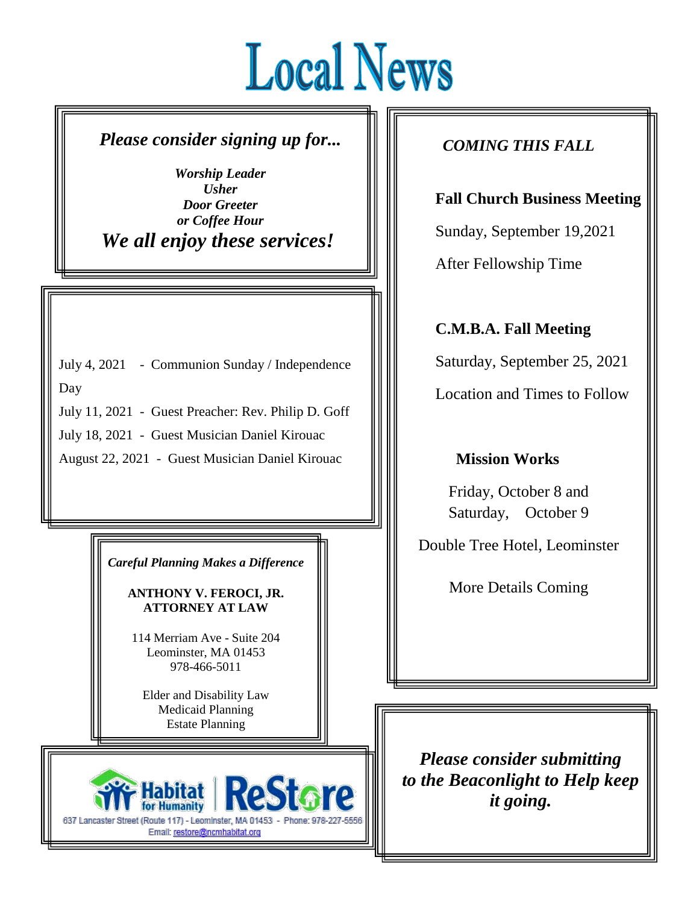# Local News

*Please consider signing up for...*

***Worship Leader***
***Usher***
***Door Greeter***
***or Coffee Hour***

***We all enjoy these services!***

July 4, 2021 - Communion Sunday / Independence Day

July 11, 2021 - Guest Preacher: Rev. Philip D. Goff

July 18, 2021 - Guest Musician Daniel Kirouac

August 22, 2021 - Guest Musician Daniel Kirouac

***Careful Planning Makes a Difference***

**ANTHONY V. FEROCI, JR.**
**ATTORNEY AT LAW**

114 Merriam Ave - Suite 204
Leominster, MA 01453
978-466-5011

Elder and Disability Law
Medicaid Planning
Estate Planning

Habitat for Humanity | ReStore

637 Lancaster Street (Route 117) - Leominster, MA 01453 - Phone: 978-227-5556
Email: restore@ncmhabitat.org

***COMING THIS FALL***

**Fall Church Business Meeting**

Sunday, September 19,2021

After Fellowship Time

**C.M.B.A. Fall Meeting**

Saturday, September 25, 2021

Location and Times to Follow

**Mission Works**

Friday, October 8 and
Saturday, October 9

Double Tree Hotel, Leominster

More Details Coming

***Please consider submitting to the Beaconlight to Help keep it going.***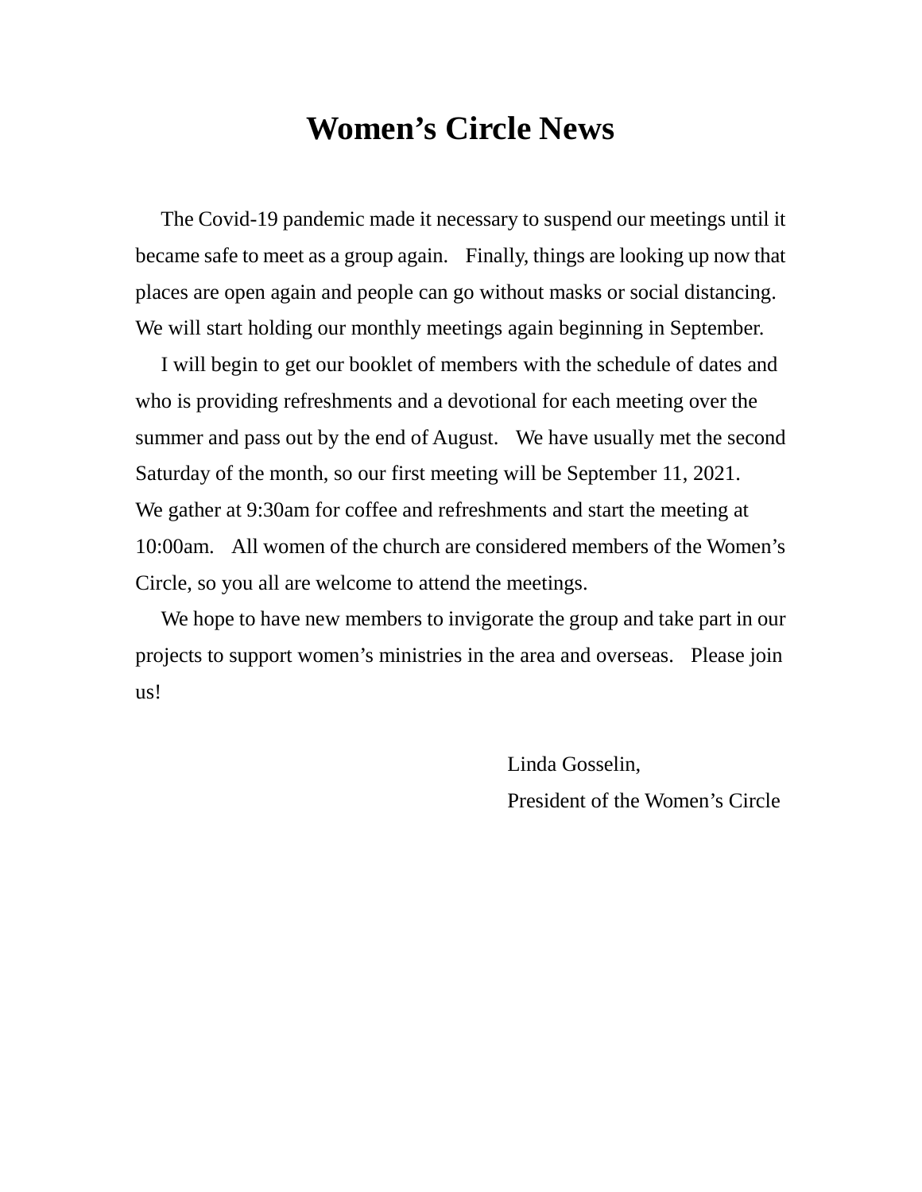# Women's Circle News

The Covid-19 pandemic made it necessary to suspend our meetings until it became safe to meet as a group again. Finally, things are looking up now that places are open again and people can go without masks or social distancing. We will start holding our monthly meetings again beginning in September.

I will begin to get our booklet of members with the schedule of dates and who is providing refreshments and a devotional for each meeting over the summer and pass out by the end of August. We have usually met the second Saturday of the month, so our first meeting will be September 11, 2021. We gather at 9:30am for coffee and refreshments and start the meeting at 10:00am. All women of the church are considered members of the Women's Circle, so you all are welcome to attend the meetings.

We hope to have new members to invigorate the group and take part in our projects to support women's ministries in the area and overseas. Please join us!

Linda Gosselin,
President of the Women's Circle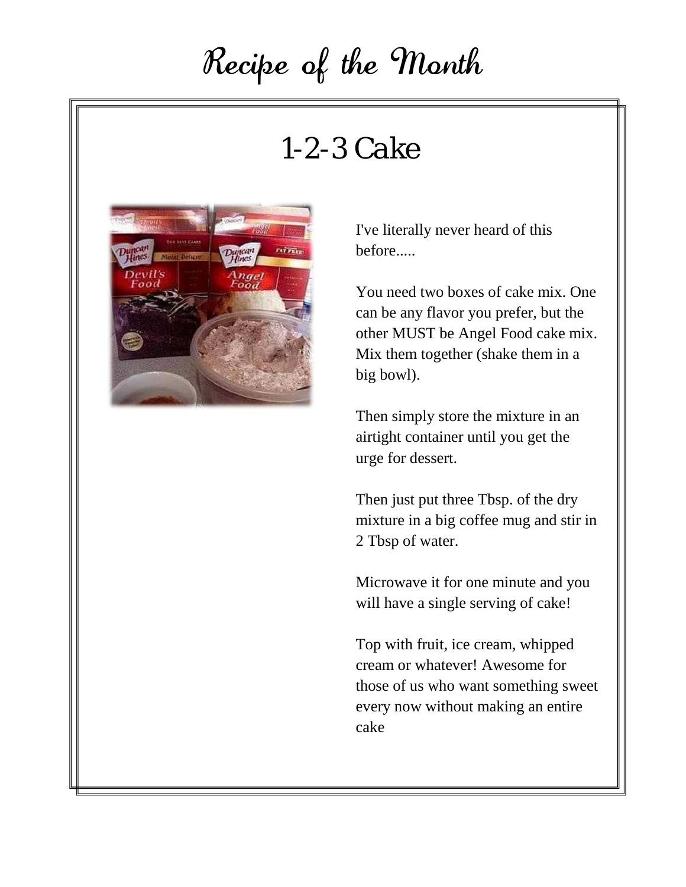# Recipe of the Month

## 1-2-3 Cake

I've literally never heard of this before.....

You need two boxes of cake mix. One can be any flavor you prefer, but the other MUST be Angel Food cake mix. Mix them together (shake them in a big bowl).

Then simply store the mixture in an airtight container until you get the urge for dessert.

Then just put three Tbsp. of the dry mixture in a big coffee mug and stir in 2 Tbsp of water.

Microwave it for one minute and you will have a single serving of cake!

Top with fruit, ice cream, whipped cream or whatever! Awesome for those of us who want something sweet every now without making an entire cake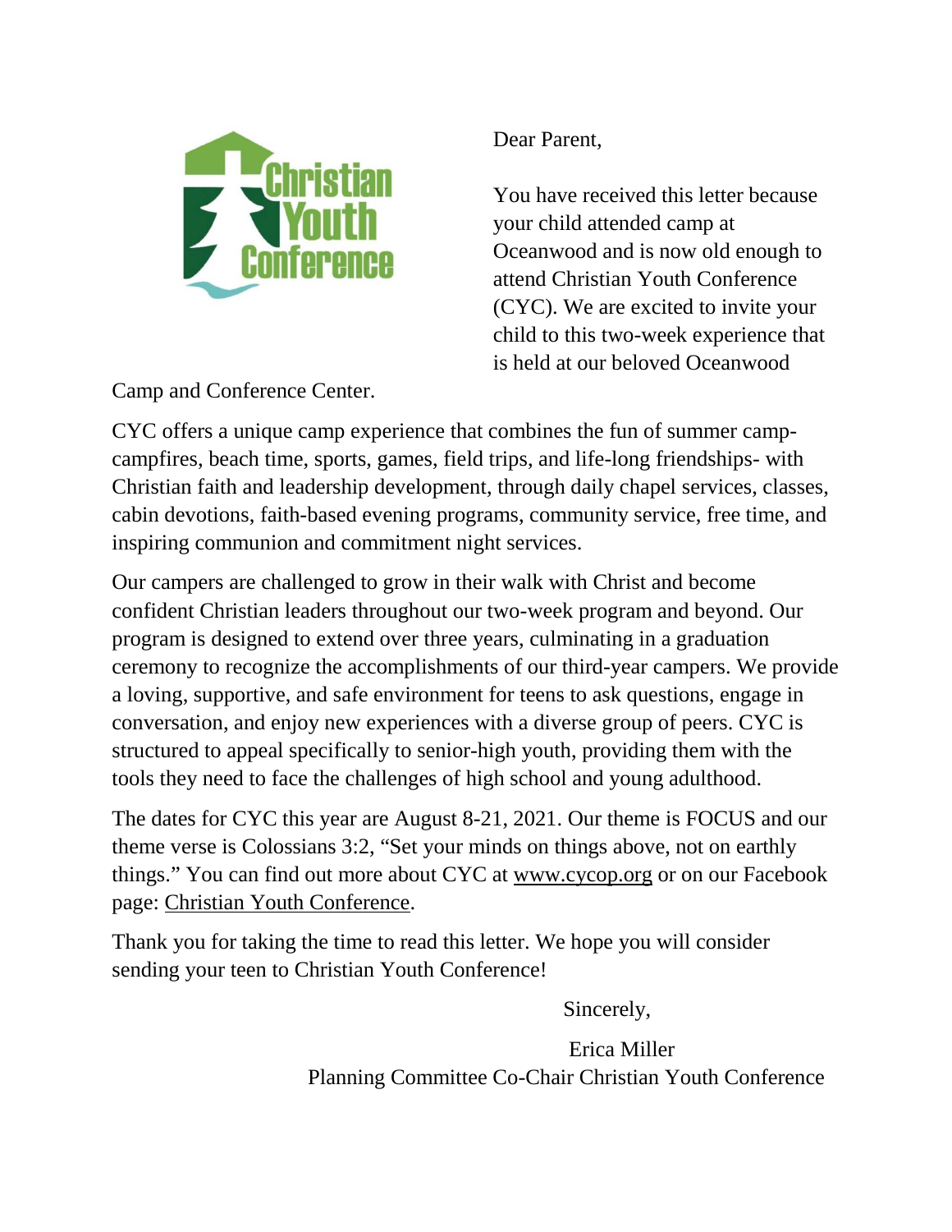Dear Parent,

You have received this letter because your child attended camp at Oceanwood and is now old enough to attend Christian Youth Conference (CYC). We are excited to invite your child to this two-week experience that is held at our beloved Oceanwood Camp and Conference Center.

CYC offers a unique camp experience that combines the fun of summer camp- campfires, beach time, sports, games, field trips, and life-long friendships- with Christian faith and leadership development, through daily chapel services, classes, cabin devotions, faith-based evening programs, community service, free time, and inspiring communion and commitment night services.

Our campers are challenged to grow in their walk with Christ and become confident Christian leaders throughout our two-week program and beyond. Our program is designed to extend over three years, culminating in a graduation ceremony to recognize the accomplishments of our third-year campers. We provide a loving, supportive, and safe environment for teens to ask questions, engage in conversation, and enjoy new experiences with a diverse group of peers. CYC is structured to appeal specifically to senior-high youth, providing them with the tools they need to face the challenges of high school and young adulthood.

The dates for CYC this year are August 8-21, 2021. Our theme is FOCUS and our theme verse is Colossians 3:2, "Set your minds on things above, not on earthly things." You can find out more about CYC at www.cycop.org or on our Facebook page: Christian Youth Conference.

Thank you for taking the time to read this letter. We hope you will consider sending your teen to Christian Youth Conference!

Sincerely,

Erica Miller
Planning Committee Co-Chair Christian Youth Conference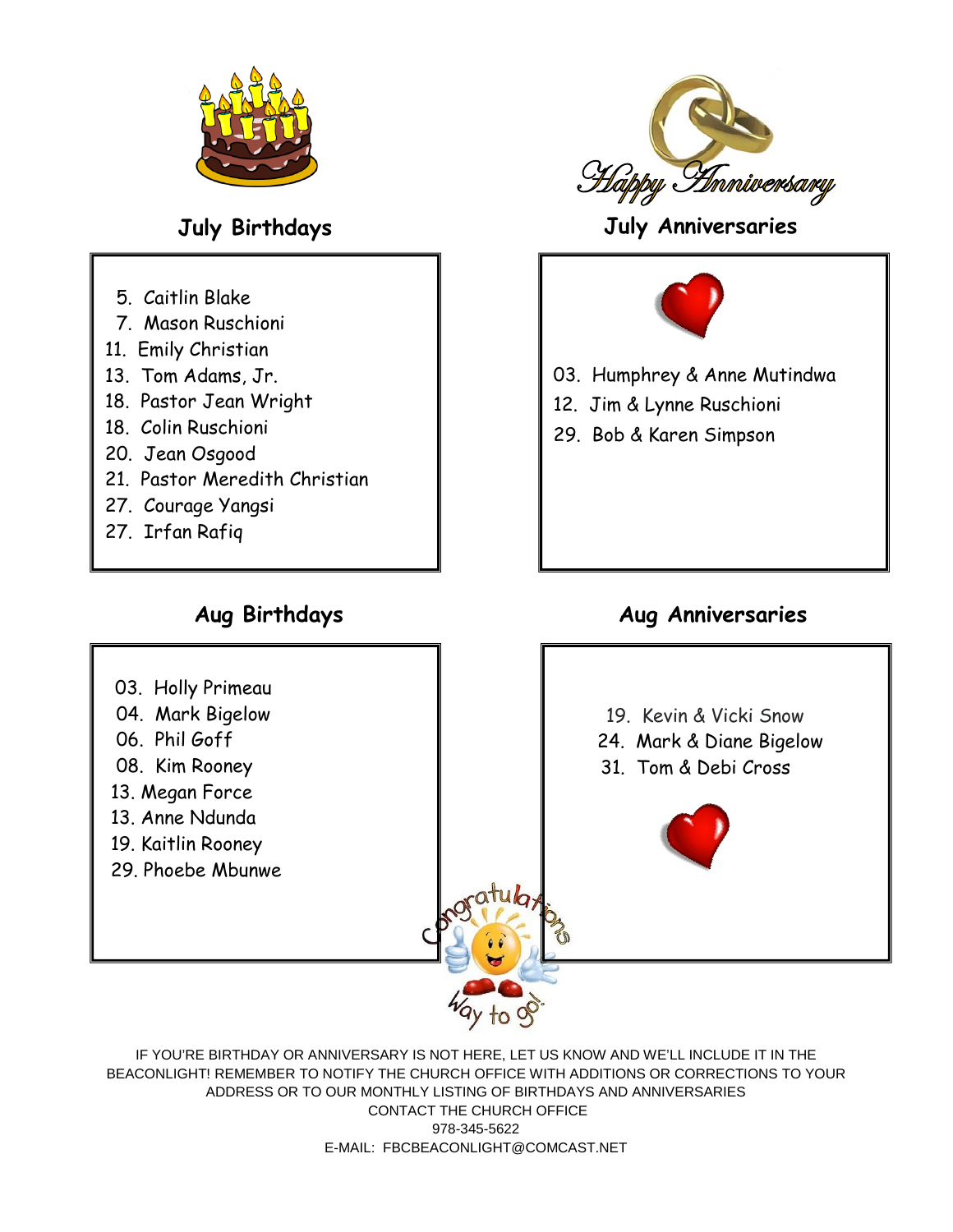## July Birthdays

5. Caitlin Blake
7. Mason Ruschioni
11. Emily Christian
13. Tom Adams, Jr.
18. Pastor Jean Wright
18. Colin Ruschioni
20. Jean Osgood
21. Pastor Meredith Christian
27. Courage Yangsi
27. Irfan Rafiq

Happy Anniversary

## July Anniversaries

03. Humphrey & Anne Mutindwa
12. Jim & Lynne Ruschioni
29. Bob & Karen Simpson

## Aug Birthdays

03. Holly Primeau
04. Mark Bigelow
06. Phil Goff
08. Kim Rooney
13. Megan Force
13. Anne Ndunda
19. Kaitlin Rooney
29. Phoebe Mbunwe

## Aug Anniversaries

19. Kevin & Vicki Snow
24. Mark & Diane Bigelow
31. Tom & Debi Cross

Congratulations
Way to go!

IF YOU'RE BIRTHDAY OR ANNIVERSARY IS NOT HERE, LET US KNOW AND WE'LL INCLUDE IT IN THE BEACONLIGHT! REMEMBER TO NOTIFY THE CHURCH OFFICE WITH ADDITIONS OR CORRECTIONS TO YOUR ADDRESS OR TO OUR MONTHLY LISTING OF BIRTHDAYS AND ANNIVERSARIES

CONTACT THE CHURCH OFFICE

978-345-5622

E-MAIL: FBCBEACONLIGHT@COMCAST.NET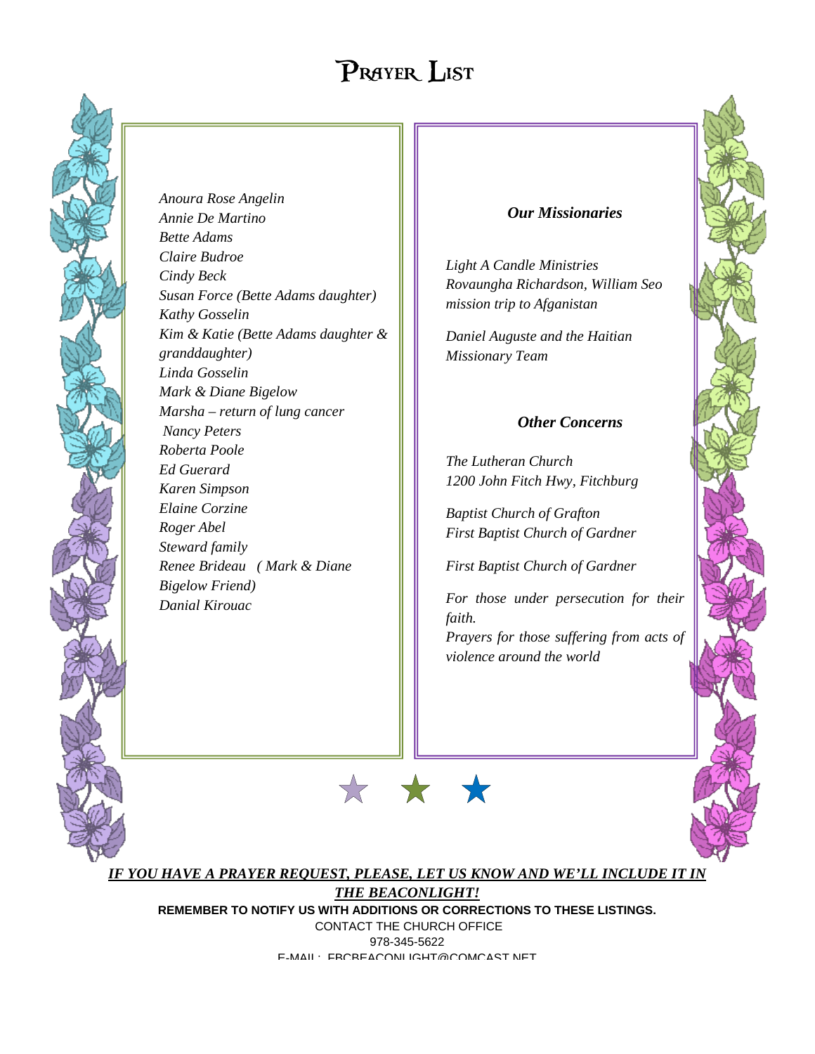# Prayer List

*Anoura Rose Angelin*
*Annie De Martino*
*Bette Adams*
*Claire Budroe*
*Cindy Beck*
*Susan Force (Bette Adams daughter)*
*Kathy Gosselin*
*Kim & Katie (Bette Adams daughter & granddaughter)*
*Linda Gosselin*
*Mark & Diane Bigelow*
*Marsha – return of lung cancer*
*Nancy Peters*
*Roberta Poole*
*Ed Guerard*
*Karen Simpson*
*Elaine Corzine*
*Roger Abel*
*Steward family*
*Renee Brideau ( Mark & Diane Bigelow Friend)*
*Danial Kirouac*

### *Our Missionaries*

*Light A Candle Ministries*
*Rovaungha Richardson, William Seo mission trip to Afganistan*

*Daniel Auguste and the Haitian Missionary Team*

### *Other Concerns*

*The Lutheran Church*
*1200 John Fitch Hwy, Fitchburg*

*Baptist Church of Grafton*
*First Baptist Church of Gardner*

*First Baptist Church of Gardner*

*For those under persecution for their faith.*
*Prayers for those suffering from acts of violence around the world*

***IF YOU HAVE A PRAYER REQUEST, PLEASE, LET US KNOW AND WE'LL INCLUDE IT IN THE BEACONLIGHT!***

**REMEMBER TO NOTIFY US WITH ADDITIONS OR CORRECTIONS TO THESE LISTINGS.**

CONTACT THE CHURCH OFFICE

978-345-5622

E-MAIL: FBCBEACONLIGHT@COMCAST.NET